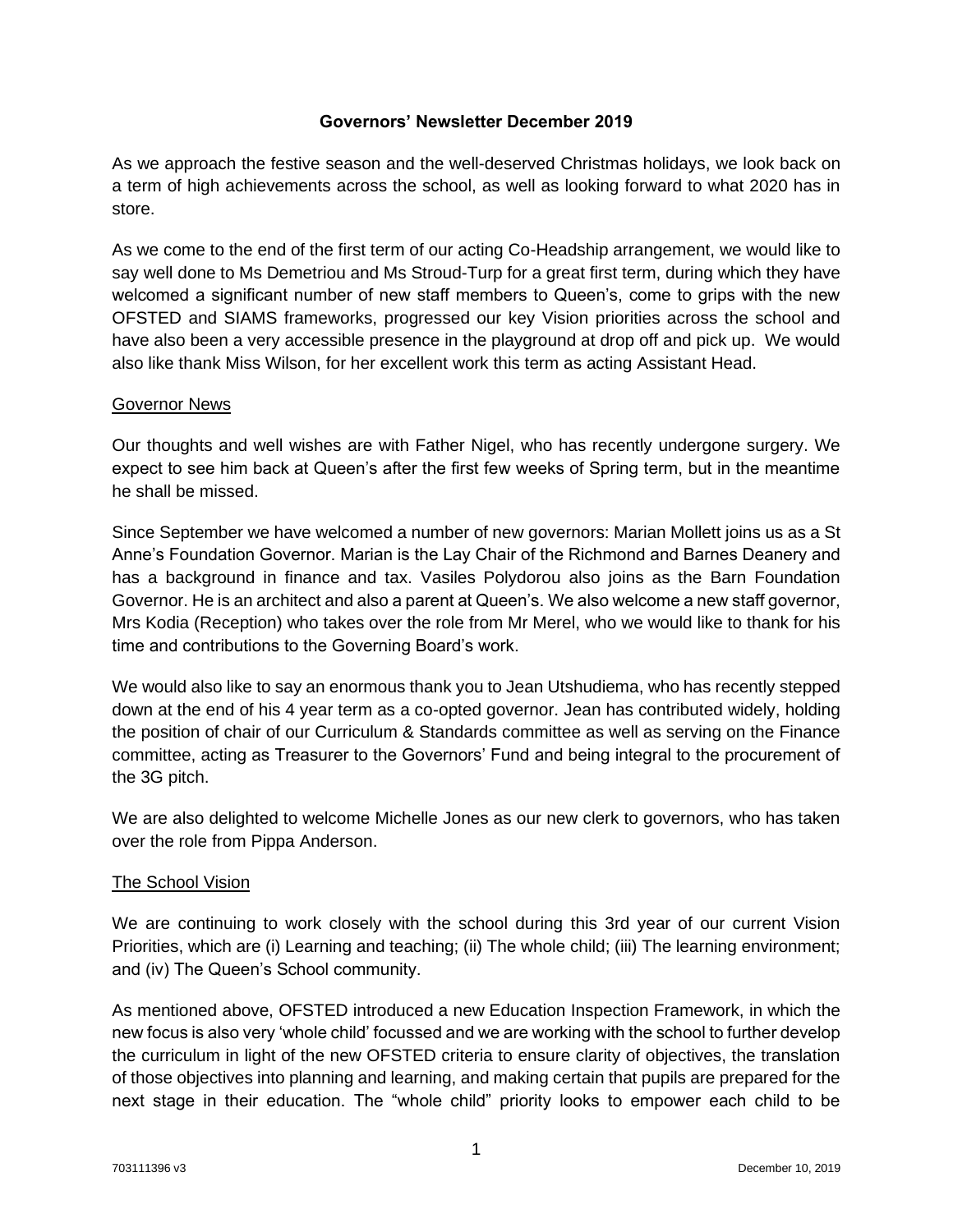**Governors' Newsletter December 2019**

As we approach the festive season and the well-deserved Christmas holidays, we look back on a term of high achievements across the school, as well as looking forward to what 2020 has in store.

As we come to the end of the first term of our acting Co-Headship arrangement, we would like to say well done to Ms Demetriou and Ms Stroud-Turp for a great first term, during which they have welcomed a significant number of new staff members to Queen's, come to grips with the new OFSTED and SIAMS frameworks, progressed our key Vision priorities across the school and have also been a very accessible presence in the playground at drop off and pick up. We would also like thank Miss Wilson, for her excellent work this term as acting Assistant Head.

## Governor News

Our thoughts and well wishes are with Father Nigel, who has recently undergone surgery. We expect to see him back at Queen's after the first few weeks of Spring term, but in the meantime he shall be missed.

Since September we have welcomed a number of new governors: Marian Mollett joins us as a St Anne's Foundation Governor. Marian is the Lay Chair of the Richmond and Barnes Deanery and has a background in finance and tax. Vasiles Polydorou also joins as the Barn Foundation Governor. He is an architect and also a parent at Queen's. We also welcome a new staff governor, Mrs Kodia (Reception) who takes over the role from Mr Merel, who we would like to thank for his time and contributions to the Governing Board's work.

We would also like to say an enormous thank you to Jean Utshudiema, who has recently stepped down at the end of his 4 year term as a co-opted governor. Jean has contributed widely, holding the position of chair of our Curriculum & Standards committee as well as serving on the Finance committee, acting as Treasurer to the Governors' Fund and being integral to the procurement of the 3G pitch.

We are also delighted to welcome Michelle Jones as our new clerk to governors, who has taken over the role from Pippa Anderson.

## The School Vision

We are continuing to work closely with the school during this 3rd year of our current Vision Priorities, which are (i) Learning and teaching; (ii) The whole child; (iii) The learning environment; and (iv) The Queen's School community.

As mentioned above, OFSTED introduced a new Education Inspection Framework, in which the new focus is also very 'whole child' focussed and we are working with the school to further develop the curriculum in light of the new OFSTED criteria to ensure clarity of objectives, the translation of those objectives into planning and learning, and making certain that pupils are prepared for the next stage in their education. The "whole child" priority looks to empower each child to be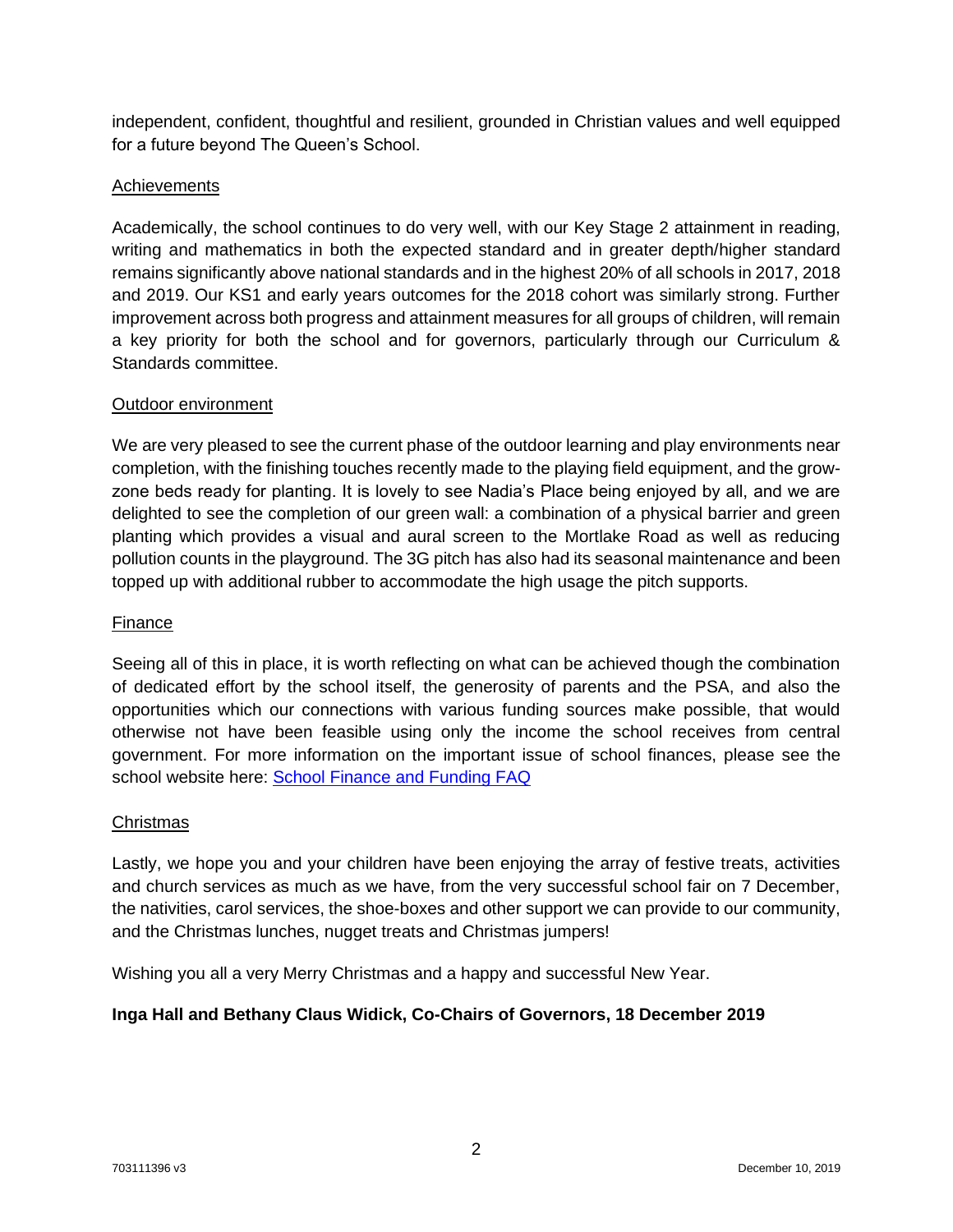independent, confident, thoughtful and resilient, grounded in Christian values and well equipped for a future beyond The Queen's School.

<u>Achievements</u>

Academically, the school continues to do very well, with our Key Stage 2 attainment in reading, writing and mathematics in both the expected standard and in greater depth/higher standard remains significantly above national standards and in the highest 20% of all schools in 2017, 2018 and 2019. Our KS1 and early years outcomes for the 2018 cohort was similarly strong. Further improvement across both progress and attainment measures for all groups of children, will remain a key priority for both the school and for governors, particularly through our Curriculum & Standards committee.

<u>Outdoor environment</u>

We are very pleased to see the current phase of the outdoor learning and play environments near completion, with the finishing touches recently made to the playing field equipment, and the grow-zone beds ready for planting. It is lovely to see Nadia's Place being enjoyed by all, and we are delighted to see the completion of our green wall: a combination of a physical barrier and green planting which provides a visual and aural screen to the Mortlake Road as well as reducing pollution counts in the playground. The 3G pitch has also had its seasonal maintenance and been topped up with additional rubber to accommodate the high usage the pitch supports.

<u>Finance</u>

Seeing all of this in place, it is worth reflecting on what can be achieved though the combination of dedicated effort by the school itself, the generosity of parents and the PSA, and also the opportunities which our connections with various funding sources make possible, that would otherwise not have been feasible using only the income the school receives from central government. For more information on the important issue of school finances, please see the school website here: [School Finance and Funding FAQ]

<u>Christmas</u>

Lastly, we hope you and your children have been enjoying the array of festive treats, activities and church services as much as we have, from the very successful school fair on 7 December, the nativities, carol services, the shoe-boxes and other support we can provide to our community, and the Christmas lunches, nugget treats and Christmas jumpers!

Wishing you all a very Merry Christmas and a happy and successful New Year.

**Inga Hall and Bethany Claus Widick, Co-Chairs of Governors, 18 December 2019**